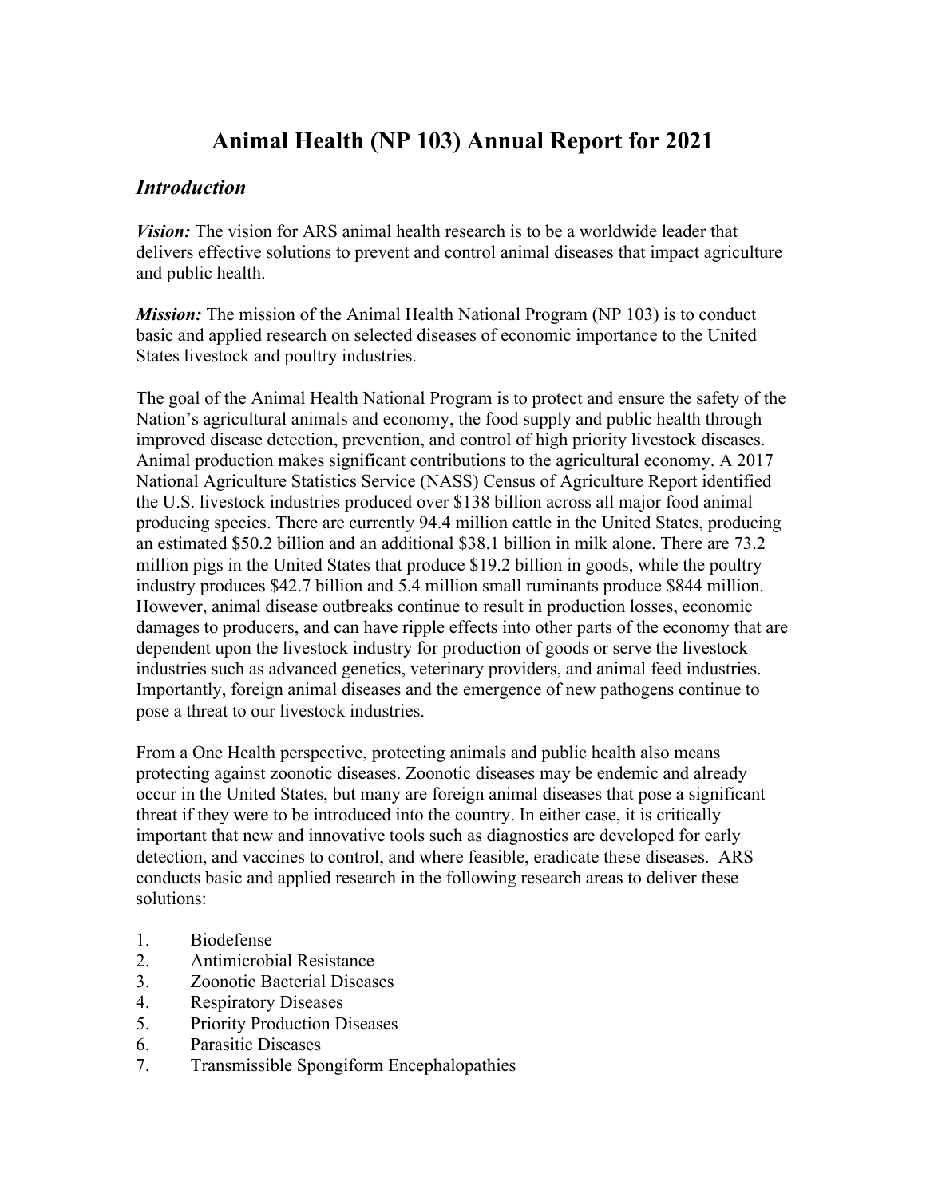# Animal Health (NP 103) Annual Report for 2021

## *Introduction*

***Vision:*** The vision for ARS animal health research is to be a worldwide leader that delivers effective solutions to prevent and control animal diseases that impact agriculture and public health.

***Mission:*** The mission of the Animal Health National Program (NP 103) is to conduct basic and applied research on selected diseases of economic importance to the United States livestock and poultry industries.

The goal of the Animal Health National Program is to protect and ensure the safety of the Nation's agricultural animals and economy, the food supply and public health through improved disease detection, prevention, and control of high priority livestock diseases. Animal production makes significant contributions to the agricultural economy. A 2017 National Agriculture Statistics Service (NASS) Census of Agriculture Report identified the U.S. livestock industries produced over $138 billion across all major food animal producing species. There are currently 94.4 million cattle in the United States, producing an estimated $50.2 billion and an additional $38.1 billion in milk alone. There are 73.2 million pigs in the United States that produce $19.2 billion in goods, while the poultry industry produces $42.7 billion and 5.4 million small ruminants produce $844 million. However, animal disease outbreaks continue to result in production losses, economic damages to producers, and can have ripple effects into other parts of the economy that are dependent upon the livestock industry for production of goods or serve the livestock industries such as advanced genetics, veterinary providers, and animal feed industries. Importantly, foreign animal diseases and the emergence of new pathogens continue to pose a threat to our livestock industries.

From a One Health perspective, protecting animals and public health also means protecting against zoonotic diseases. Zoonotic diseases may be endemic and already occur in the United States, but many are foreign animal diseases that pose a significant threat if they were to be introduced into the country. In either case, it is critically important that new and innovative tools such as diagnostics are developed for early detection, and vaccines to control, and where feasible, eradicate these diseases. ARS conducts basic and applied research in the following research areas to deliver these solutions:

1. Biodefense
2. Antimicrobial Resistance
3. Zoonotic Bacterial Diseases
4. Respiratory Diseases
5. Priority Production Diseases
6. Parasitic Diseases
7. Transmissible Spongiform Encephalopathies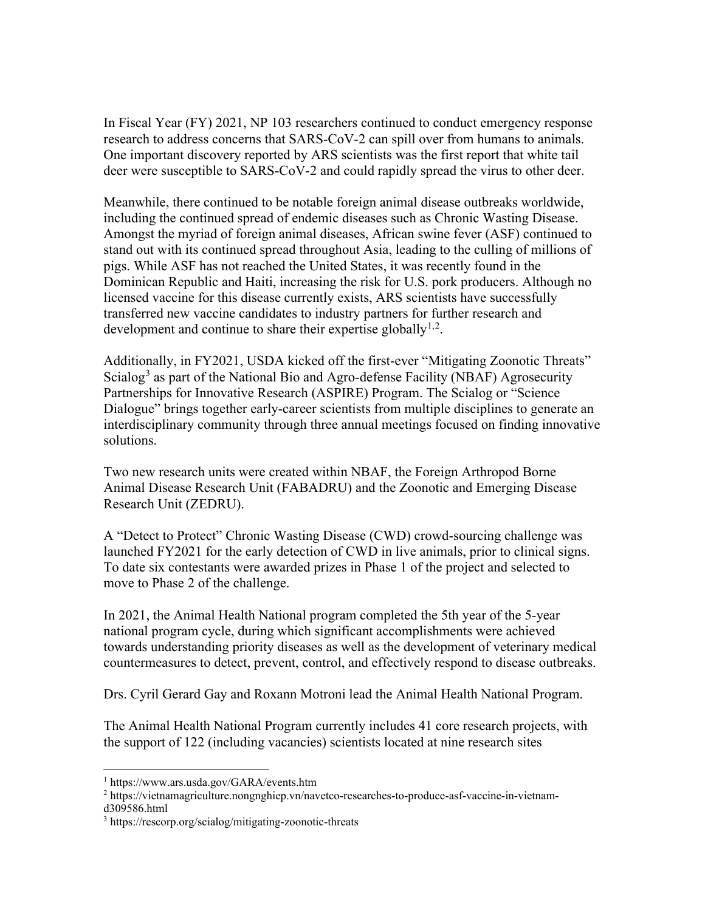In Fiscal Year (FY) 2021, NP 103 researchers continued to conduct emergency response research to address concerns that SARS-CoV-2 can spill over from humans to animals. One important discovery reported by ARS scientists was the first report that white tail deer were susceptible to SARS-CoV-2 and could rapidly spread the virus to other deer.

Meanwhile, there continued to be notable foreign animal disease outbreaks worldwide, including the continued spread of endemic diseases such as Chronic Wasting Disease. Amongst the myriad of foreign animal diseases, African swine fever (ASF) continued to stand out with its continued spread throughout Asia, leading to the culling of millions of pigs. While ASF has not reached the United States, it was recently found in the Dominican Republic and Haiti, increasing the risk for U.S. pork producers. Although no licensed vaccine for this disease currently exists, ARS scientists have successfully transferred new vaccine candidates to industry partners for further research and development and continue to share their expertise globally[1,2].

Additionally, in FY2021, USDA kicked off the first-ever "Mitigating Zoonotic Threats" Scialog[3] as part of the National Bio and Agro-defense Facility (NBAF) Agrosecurity Partnerships for Innovative Research (ASPIRE) Program. The Scialog or "Science Dialogue" brings together early-career scientists from multiple disciplines to generate an interdisciplinary community through three annual meetings focused on finding innovative solutions.

Two new research units were created within NBAF, the Foreign Arthropod Borne Animal Disease Research Unit (FABADRU) and the Zoonotic and Emerging Disease Research Unit (ZEDRU).

A "Detect to Protect" Chronic Wasting Disease (CWD) crowd-sourcing challenge was launched FY2021 for the early detection of CWD in live animals, prior to clinical signs. To date six contestants were awarded prizes in Phase 1 of the project and selected to move to Phase 2 of the challenge.

In 2021, the Animal Health National program completed the 5th year of the 5-year national program cycle, during which significant accomplishments were achieved towards understanding priority diseases as well as the development of veterinary medical countermeasures to detect, prevent, control, and effectively respond to disease outbreaks.

Drs. Cyril Gerard Gay and Roxann Motroni lead the Animal Health National Program.

The Animal Health National Program currently includes 41 core research projects, with the support of 122 (including vacancies) scientists located at nine research sites

---

[1] https://www.ars.usda.gov/GARA/events.htm

[2] https://vietnamagriculture.nongnghiep.vn/navetco-researches-to-produce-asf-vaccine-in-vietnam-d309586.html

[3] https://rescorp.org/scialog/mitigating-zoonotic-threats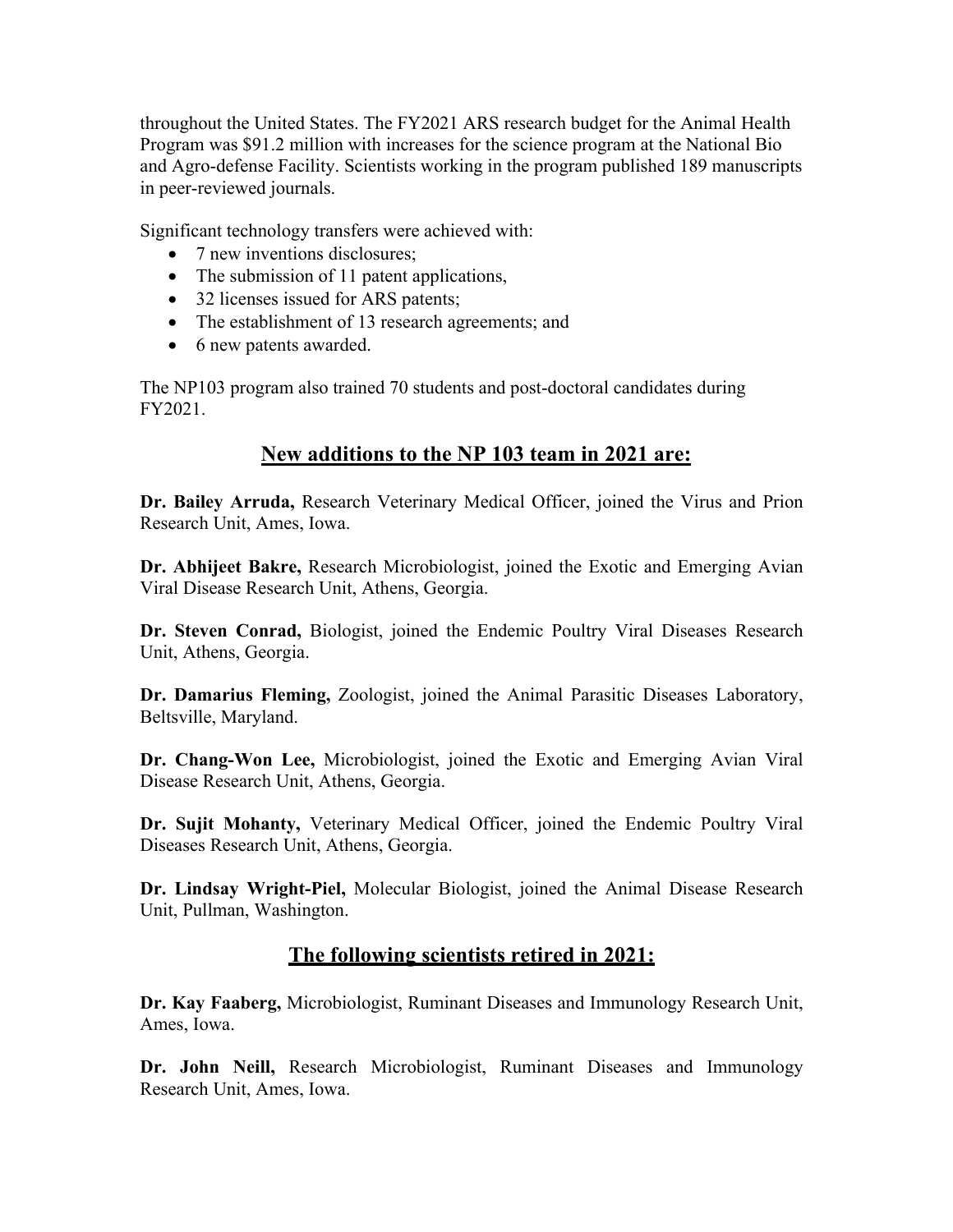throughout the United States. The FY2021 ARS research budget for the Animal Health Program was $91.2 million with increases for the science program at the National Bio and Agro-defense Facility. Scientists working in the program published 189 manuscripts in peer-reviewed journals.

Significant technology transfers were achieved with:

- 7 new inventions disclosures;
- The submission of 11 patent applications,
- 32 licenses issued for ARS patents;
- The establishment of 13 research agreements; and
- 6 new patents awarded.

The NP103 program also trained 70 students and post-doctoral candidates during FY2021.

## New additions to the NP 103 team in 2021 are:

**Dr. Bailey Arruda,** Research Veterinary Medical Officer, joined the Virus and Prion Research Unit, Ames, Iowa.

**Dr. Abhijeet Bakre,** Research Microbiologist, joined the Exotic and Emerging Avian Viral Disease Research Unit, Athens, Georgia.

**Dr. Steven Conrad,** Biologist, joined the Endemic Poultry Viral Diseases Research Unit, Athens, Georgia.

**Dr. Damarius Fleming,** Zoologist, joined the Animal Parasitic Diseases Laboratory, Beltsville, Maryland.

**Dr. Chang-Won Lee,** Microbiologist, joined the Exotic and Emerging Avian Viral Disease Research Unit, Athens, Georgia.

**Dr. Sujit Mohanty,** Veterinary Medical Officer, joined the Endemic Poultry Viral Diseases Research Unit, Athens, Georgia.

**Dr. Lindsay Wright-Piel,** Molecular Biologist, joined the Animal Disease Research Unit, Pullman, Washington.

## The following scientists retired in 2021:

**Dr. Kay Faaberg,** Microbiologist, Ruminant Diseases and Immunology Research Unit, Ames, Iowa.

**Dr. John Neill,** Research Microbiologist, Ruminant Diseases and Immunology Research Unit, Ames, Iowa.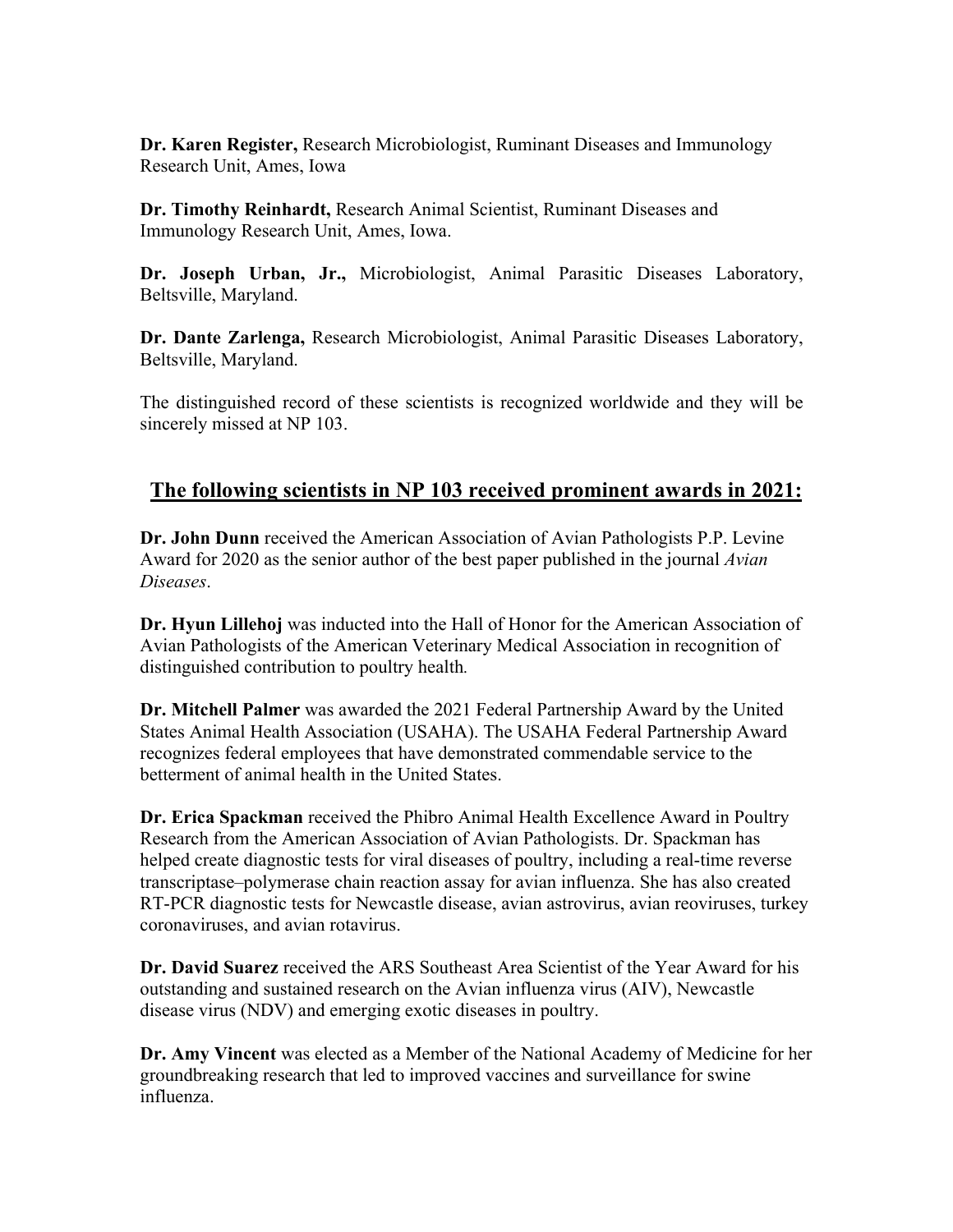**Dr. Karen Register,** Research Microbiologist, Ruminant Diseases and Immunology Research Unit, Ames, Iowa

**Dr. Timothy Reinhardt,** Research Animal Scientist, Ruminant Diseases and Immunology Research Unit, Ames, Iowa.

**Dr. Joseph Urban, Jr.,** Microbiologist, Animal Parasitic Diseases Laboratory, Beltsville, Maryland.

**Dr. Dante Zarlenga,** Research Microbiologist, Animal Parasitic Diseases Laboratory, Beltsville, Maryland.

The distinguished record of these scientists is recognized worldwide and they will be sincerely missed at NP 103.

## The following scientists in NP 103 received prominent awards in 2021:

**Dr. John Dunn** received the American Association of Avian Pathologists P.P. Levine Award for 2020 as the senior author of the best paper published in the journal *Avian Diseases*.

**Dr. Hyun Lillehoj** was inducted into the Hall of Honor for the American Association of Avian Pathologists of the American Veterinary Medical Association in recognition of distinguished contribution to poultry health.

**Dr. Mitchell Palmer** was awarded the 2021 Federal Partnership Award by the United States Animal Health Association (USAHA). The USAHA Federal Partnership Award recognizes federal employees that have demonstrated commendable service to the betterment of animal health in the United States.

**Dr. Erica Spackman** received the Phibro Animal Health Excellence Award in Poultry Research from the American Association of Avian Pathologists. Dr. Spackman has helped create diagnostic tests for viral diseases of poultry, including a real-time reverse transcriptase–polymerase chain reaction assay for avian influenza. She has also created RT-PCR diagnostic tests for Newcastle disease, avian astrovirus, avian reoviruses, turkey coronaviruses, and avian rotavirus.

**Dr. David Suarez** received the ARS Southeast Area Scientist of the Year Award for his outstanding and sustained research on the Avian influenza virus (AIV), Newcastle disease virus (NDV) and emerging exotic diseases in poultry.

**Dr. Amy Vincent** was elected as a Member of the National Academy of Medicine for her groundbreaking research that led to improved vaccines and surveillance for swine influenza.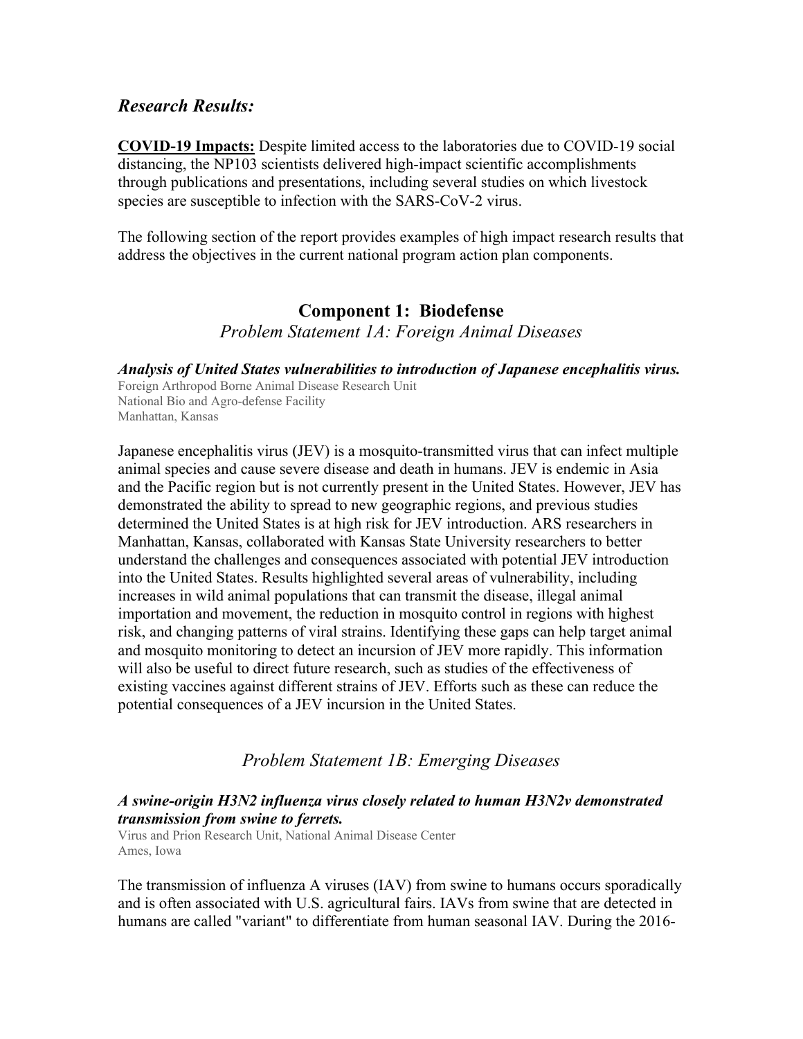## *Research Results:*

**COVID-19 Impacts:** Despite limited access to the laboratories due to COVID-19 social distancing, the NP103 scientists delivered high-impact scientific accomplishments through publications and presentations, including several studies on which livestock species are susceptible to infection with the SARS-CoV-2 virus.

The following section of the report provides examples of high impact research results that address the objectives in the current national program action plan components.

## Component 1: Biodefense

### *Problem Statement 1A: Foreign Animal Diseases*

***Analysis of United States vulnerabilities to introduction of Japanese encephalitis virus.***
Foreign Arthropod Borne Animal Disease Research Unit
National Bio and Agro-defense Facility
Manhattan, Kansas

Japanese encephalitis virus (JEV) is a mosquito-transmitted virus that can infect multiple animal species and cause severe disease and death in humans. JEV is endemic in Asia and the Pacific region but is not currently present in the United States. However, JEV has demonstrated the ability to spread to new geographic regions, and previous studies determined the United States is at high risk for JEV introduction. ARS researchers in Manhattan, Kansas, collaborated with Kansas State University researchers to better understand the challenges and consequences associated with potential JEV introduction into the United States. Results highlighted several areas of vulnerability, including increases in wild animal populations that can transmit the disease, illegal animal importation and movement, the reduction in mosquito control in regions with highest risk, and changing patterns of viral strains. Identifying these gaps can help target animal and mosquito monitoring to detect an incursion of JEV more rapidly. This information will also be useful to direct future research, such as studies of the effectiveness of existing vaccines against different strains of JEV. Efforts such as these can reduce the potential consequences of a JEV incursion in the United States.

### *Problem Statement 1B: Emerging Diseases*

***A swine-origin H3N2 influenza virus closely related to human H3N2v demonstrated transmission from swine to ferrets.***
Virus and Prion Research Unit, National Animal Disease Center
Ames, Iowa

The transmission of influenza A viruses (IAV) from swine to humans occurs sporadically and is often associated with U.S. agricultural fairs. IAVs from swine that are detected in humans are called "variant" to differentiate from human seasonal IAV. During the 2016-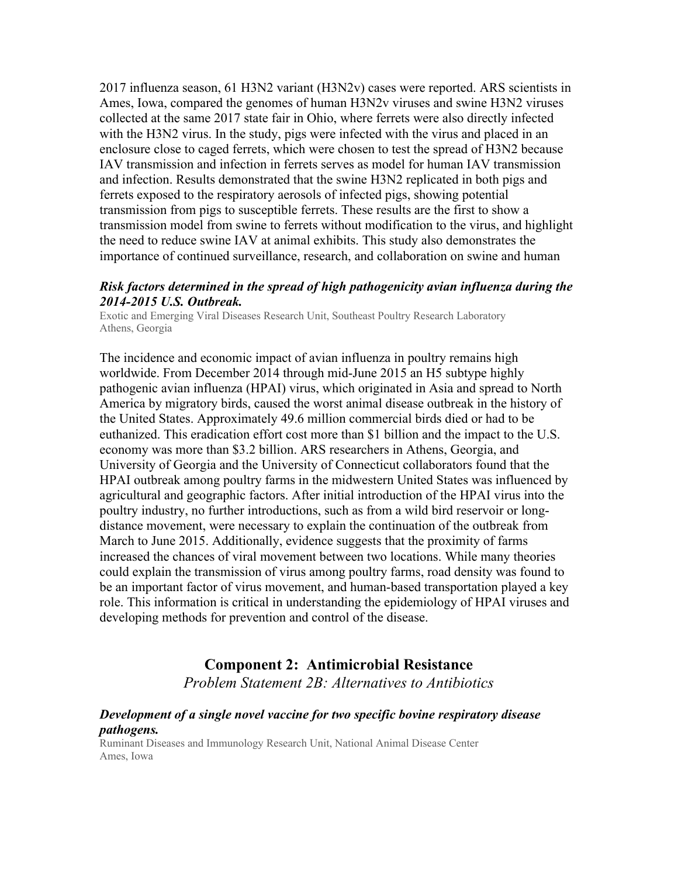2017 influenza season, 61 H3N2 variant (H3N2v) cases were reported. ARS scientists in Ames, Iowa, compared the genomes of human H3N2v viruses and swine H3N2 viruses collected at the same 2017 state fair in Ohio, where ferrets were also directly infected with the H3N2 virus. In the study, pigs were infected with the virus and placed in an enclosure close to caged ferrets, which were chosen to test the spread of H3N2 because IAV transmission and infection in ferrets serves as model for human IAV transmission and infection. Results demonstrated that the swine H3N2 replicated in both pigs and ferrets exposed to the respiratory aerosols of infected pigs, showing potential transmission from pigs to susceptible ferrets. These results are the first to show a transmission model from swine to ferrets without modification to the virus, and highlight the need to reduce swine IAV at animal exhibits. This study also demonstrates the importance of continued surveillance, research, and collaboration on swine and human

***Risk factors determined in the spread of high pathogenicity avian influenza during the 2014-2015 U.S. Outbreak.***

Exotic and Emerging Viral Diseases Research Unit, Southeast Poultry Research Laboratory
Athens, Georgia

The incidence and economic impact of avian influenza in poultry remains high worldwide. From December 2014 through mid-June 2015 an H5 subtype highly pathogenic avian influenza (HPAI) virus, which originated in Asia and spread to North America by migratory birds, caused the worst animal disease outbreak in the history of the United States. Approximately 49.6 million commercial birds died or had to be euthanized. This eradication effort cost more than $1 billion and the impact to the U.S. economy was more than $3.2 billion. ARS researchers in Athens, Georgia, and University of Georgia and the University of Connecticut collaborators found that the HPAI outbreak among poultry farms in the midwestern United States was influenced by agricultural and geographic factors. After initial introduction of the HPAI virus into the poultry industry, no further introductions, such as from a wild bird reservoir or long-distance movement, were necessary to explain the continuation of the outbreak from March to June 2015. Additionally, evidence suggests that the proximity of farms increased the chances of viral movement between two locations. While many theories could explain the transmission of virus among poultry farms, road density was found to be an important factor of virus movement, and human-based transportation played a key role. This information is critical in understanding the epidemiology of HPAI viruses and developing methods for prevention and control of the disease.

## Component 2: Antimicrobial Resistance

*Problem Statement 2B: Alternatives to Antibiotics*

***Development of a single novel vaccine for two specific bovine respiratory disease pathogens.***

Ruminant Diseases and Immunology Research Unit, National Animal Disease Center
Ames, Iowa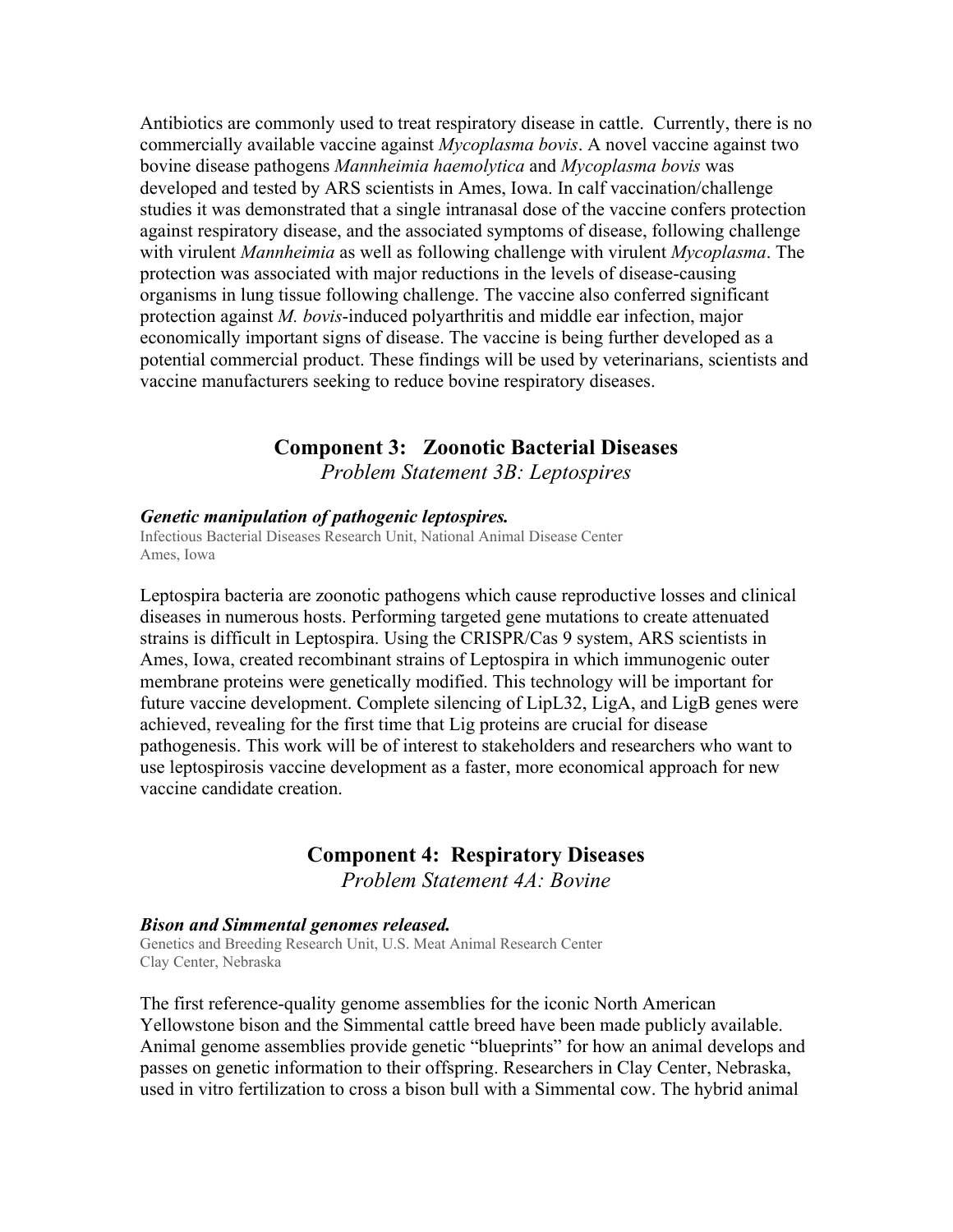Antibiotics are commonly used to treat respiratory disease in cattle. Currently, there is no commercially available vaccine against *Mycoplasma bovis*. A novel vaccine against two bovine disease pathogens *Mannheimia haemolytica* and *Mycoplasma bovis* was developed and tested by ARS scientists in Ames, Iowa. In calf vaccination/challenge studies it was demonstrated that a single intranasal dose of the vaccine confers protection against respiratory disease, and the associated symptoms of disease, following challenge with virulent *Mannheimia* as well as following challenge with virulent *Mycoplasma*. The protection was associated with major reductions in the levels of disease-causing organisms in lung tissue following challenge. The vaccine also conferred significant protection against *M. bovis*-induced polyarthritis and middle ear infection, major economically important signs of disease. The vaccine is being further developed as a potential commercial product. These findings will be used by veterinarians, scientists and vaccine manufacturers seeking to reduce bovine respiratory diseases.

## Component 3: Zoonotic Bacterial Diseases

*Problem Statement 3B: Leptospires*

***Genetic manipulation of pathogenic leptospires.***

Infectious Bacterial Diseases Research Unit, National Animal Disease Center
Ames, Iowa

Leptospira bacteria are zoonotic pathogens which cause reproductive losses and clinical diseases in numerous hosts. Performing targeted gene mutations to create attenuated strains is difficult in Leptospira. Using the CRISPR/Cas 9 system, ARS scientists in Ames, Iowa, created recombinant strains of Leptospira in which immunogenic outer membrane proteins were genetically modified. This technology will be important for future vaccine development. Complete silencing of LipL32, LigA, and LigB genes were achieved, revealing for the first time that Lig proteins are crucial for disease pathogenesis. This work will be of interest to stakeholders and researchers who want to use leptospirosis vaccine development as a faster, more economical approach for new vaccine candidate creation.

## Component 4: Respiratory Diseases

*Problem Statement 4A: Bovine*

***Bison and Simmental genomes released.***

Genetics and Breeding Research Unit, U.S. Meat Animal Research Center
Clay Center, Nebraska

The first reference-quality genome assemblies for the iconic North American Yellowstone bison and the Simmental cattle breed have been made publicly available. Animal genome assemblies provide genetic "blueprints" for how an animal develops and passes on genetic information to their offspring. Researchers in Clay Center, Nebraska, used in vitro fertilization to cross a bison bull with a Simmental cow. The hybrid animal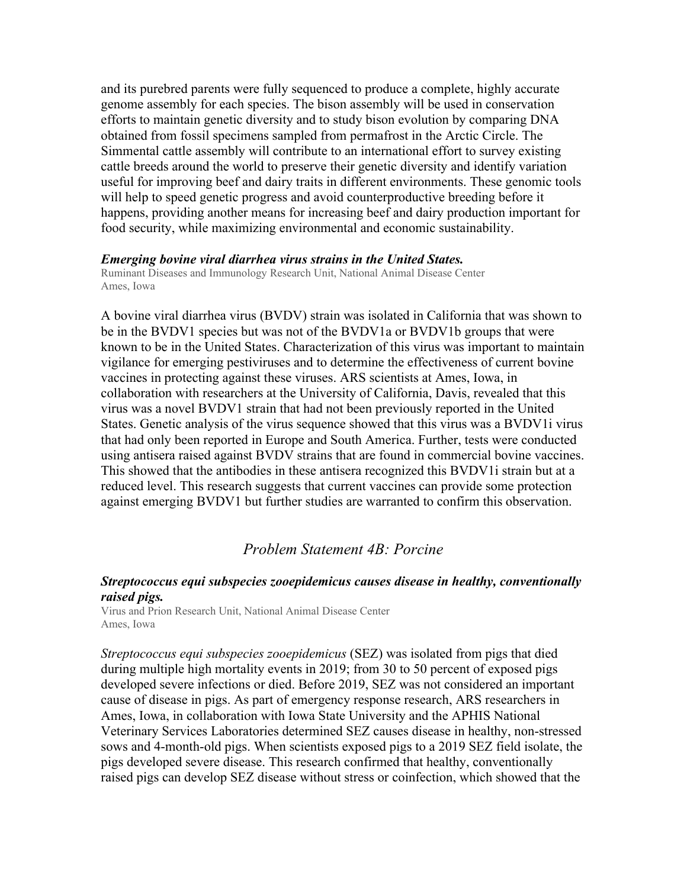and its purebred parents were fully sequenced to produce a complete, highly accurate genome assembly for each species. The bison assembly will be used in conservation efforts to maintain genetic diversity and to study bison evolution by comparing DNA obtained from fossil specimens sampled from permafrost in the Arctic Circle. The Simmental cattle assembly will contribute to an international effort to survey existing cattle breeds around the world to preserve their genetic diversity and identify variation useful for improving beef and dairy traits in different environments. These genomic tools will help to speed genetic progress and avoid counterproductive breeding before it happens, providing another means for increasing beef and dairy production important for food security, while maximizing environmental and economic sustainability.

***Emerging bovine viral diarrhea virus strains in the United States.***
Ruminant Diseases and Immunology Research Unit, National Animal Disease Center
Ames, Iowa

A bovine viral diarrhea virus (BVDV) strain was isolated in California that was shown to be in the BVDV1 species but was not of the BVDV1a or BVDV1b groups that were known to be in the United States. Characterization of this virus was important to maintain vigilance for emerging pestiviruses and to determine the effectiveness of current bovine vaccines in protecting against these viruses. ARS scientists at Ames, Iowa, in collaboration with researchers at the University of California, Davis, revealed that this virus was a novel BVDV1 strain that had not been previously reported in the United States. Genetic analysis of the virus sequence showed that this virus was a BVDV1i virus that had only been reported in Europe and South America. Further, tests were conducted using antisera raised against BVDV strains that are found in commercial bovine vaccines. This showed that the antibodies in these antisera recognized this BVDV1i strain but at a reduced level. This research suggests that current vaccines can provide some protection against emerging BVDV1 but further studies are warranted to confirm this observation.

## *Problem Statement 4B: Porcine*

***Streptococcus equi subspecies zooepidemicus causes disease in healthy, conventionally raised pigs.***
Virus and Prion Research Unit, National Animal Disease Center
Ames, Iowa

*Streptococcus equi subspecies zooepidemicus* (SEZ) was isolated from pigs that died during multiple high mortality events in 2019; from 30 to 50 percent of exposed pigs developed severe infections or died. Before 2019, SEZ was not considered an important cause of disease in pigs. As part of emergency response research, ARS researchers in Ames, Iowa, in collaboration with Iowa State University and the APHIS National Veterinary Services Laboratories determined SEZ causes disease in healthy, non-stressed sows and 4-month-old pigs. When scientists exposed pigs to a 2019 SEZ field isolate, the pigs developed severe disease. This research confirmed that healthy, conventionally raised pigs can develop SEZ disease without stress or coinfection, which showed that the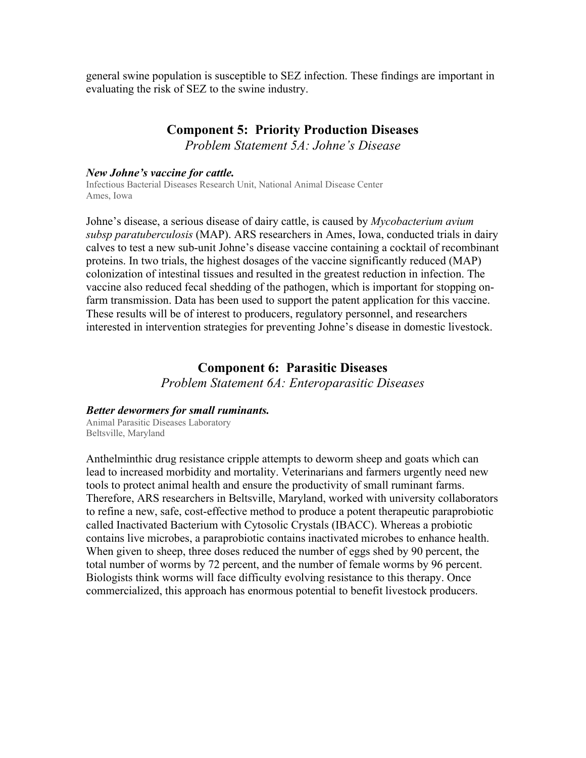general swine population is susceptible to SEZ infection. These findings are important in evaluating the risk of SEZ to the swine industry.

## Component 5: Priority Production Diseases

*Problem Statement 5A: Johne's Disease*

***New Johne's vaccine for cattle.***

Infectious Bacterial Diseases Research Unit, National Animal Disease Center
Ames, Iowa

Johne's disease, a serious disease of dairy cattle, is caused by *Mycobacterium avium subsp paratuberculosis* (MAP). ARS researchers in Ames, Iowa, conducted trials in dairy calves to test a new sub-unit Johne's disease vaccine containing a cocktail of recombinant proteins. In two trials, the highest dosages of the vaccine significantly reduced (MAP) colonization of intestinal tissues and resulted in the greatest reduction in infection. The vaccine also reduced fecal shedding of the pathogen, which is important for stopping on-farm transmission. Data has been used to support the patent application for this vaccine. These results will be of interest to producers, regulatory personnel, and researchers interested in intervention strategies for preventing Johne's disease in domestic livestock.

## Component 6: Parasitic Diseases

*Problem Statement 6A: Enteroparasitic Diseases*

***Better dewormers for small ruminants.***

Animal Parasitic Diseases Laboratory
Beltsville, Maryland

Anthelminthic drug resistance cripple attempts to deworm sheep and goats which can lead to increased morbidity and mortality. Veterinarians and farmers urgently need new tools to protect animal health and ensure the productivity of small ruminant farms. Therefore, ARS researchers in Beltsville, Maryland, worked with university collaborators to refine a new, safe, cost-effective method to produce a potent therapeutic paraprobiotic called Inactivated Bacterium with Cytosolic Crystals (IBACC). Whereas a probiotic contains live microbes, a paraprobiotic contains inactivated microbes to enhance health. When given to sheep, three doses reduced the number of eggs shed by 90 percent, the total number of worms by 72 percent, and the number of female worms by 96 percent. Biologists think worms will face difficulty evolving resistance to this therapy. Once commercialized, this approach has enormous potential to benefit livestock producers.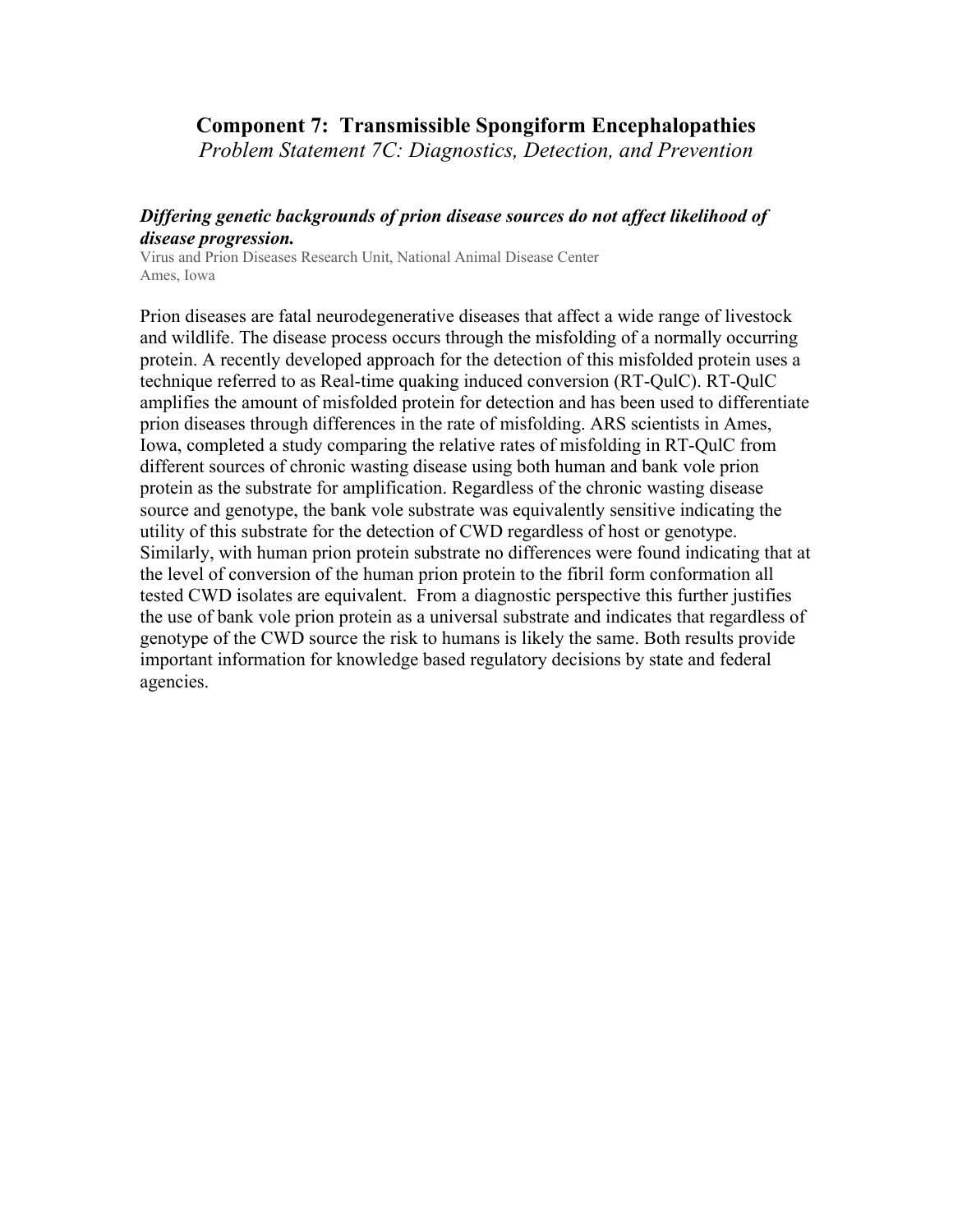## Component 7: Transmissible Spongiform Encephalopathies

*Problem Statement 7C: Diagnostics, Detection, and Prevention*

***Differing genetic backgrounds of prion disease sources do not affect likelihood of disease progression.***

Virus and Prion Diseases Research Unit, National Animal Disease Center
Ames, Iowa

Prion diseases are fatal neurodegenerative diseases that affect a wide range of livestock and wildlife. The disease process occurs through the misfolding of a normally occurring protein. A recently developed approach for the detection of this misfolded protein uses a technique referred to as Real-time quaking induced conversion (RT-QuIC). RT-QuIC amplifies the amount of misfolded protein for detection and has been used to differentiate prion diseases through differences in the rate of misfolding. ARS scientists in Ames, Iowa, completed a study comparing the relative rates of misfolding in RT-QuIC from different sources of chronic wasting disease using both human and bank vole prion protein as the substrate for amplification. Regardless of the chronic wasting disease source and genotype, the bank vole substrate was equivalently sensitive indicating the utility of this substrate for the detection of CWD regardless of host or genotype. Similarly, with human prion protein substrate no differences were found indicating that at the level of conversion of the human prion protein to the fibril form conformation all tested CWD isolates are equivalent. From a diagnostic perspective this further justifies the use of bank vole prion protein as a universal substrate and indicates that regardless of genotype of the CWD source the risk to humans is likely the same. Both results provide important information for knowledge based regulatory decisions by state and federal agencies.